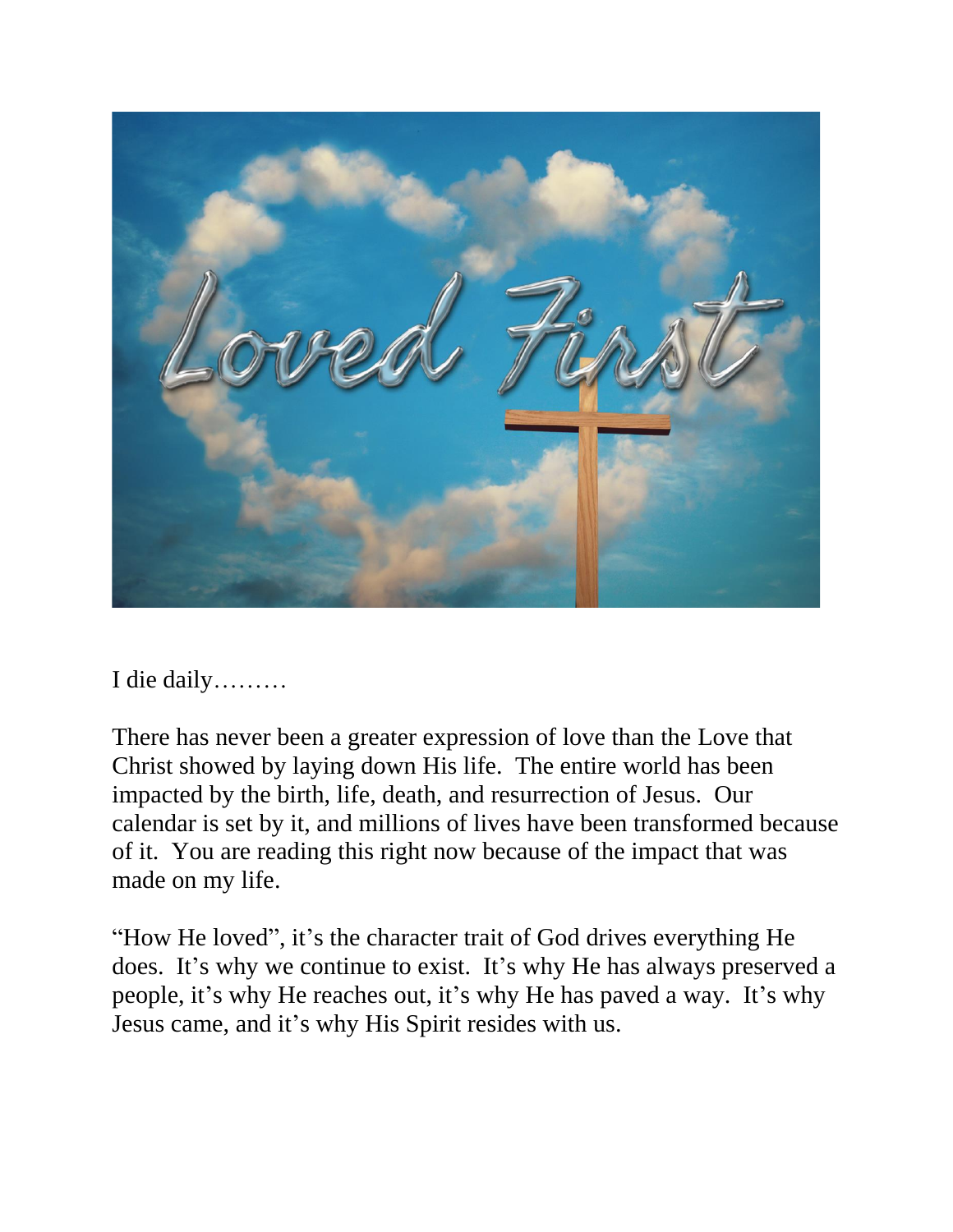I die daily………

There has never been a greater expression of love than the Love that Christ showed by laying down His life. The entire world has been impacted by the birth, life, death, and resurrection of Jesus. Our calendar is set by it, and millions of lives have been transformed because of it. You are reading this right now because of the impact that was made on my life.

"How He loved", it's the character trait of God drives everything He does. It's why we continue to exist. It's why He has always preserved a people, it's why He reaches out, it's why He has paved a way. It's why Jesus came, and it's why His Spirit resides with us.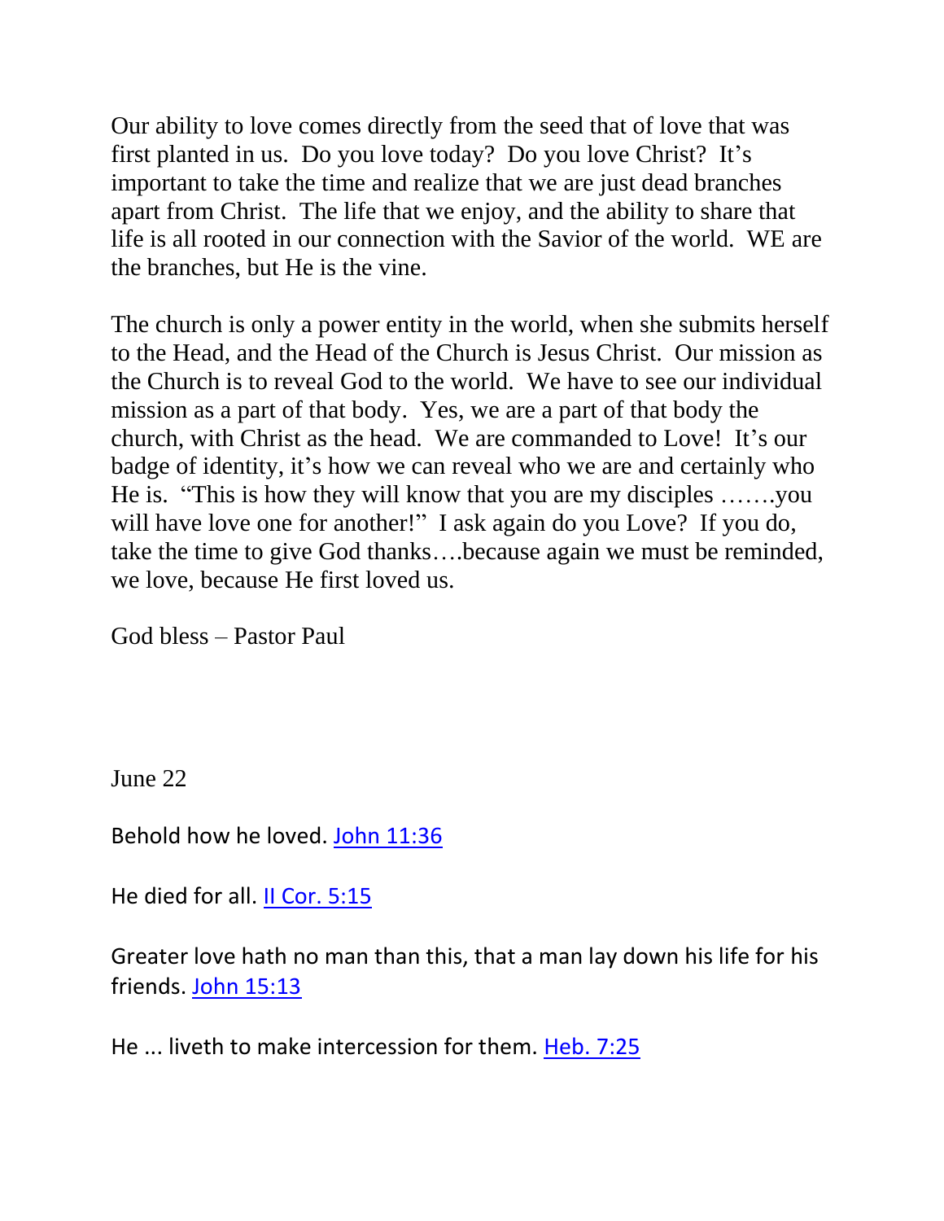Our ability to love comes directly from the seed that of love that was first planted in us. Do you love today? Do you love Christ? It's important to take the time and realize that we are just dead branches apart from Christ. The life that we enjoy, and the ability to share that life is all rooted in our connection with the Savior of the world. WE are the branches, but He is the vine.

The church is only a power entity in the world, when she submits herself to the Head, and the Head of the Church is Jesus Christ. Our mission as the Church is to reveal God to the world. We have to see our individual mission as a part of that body. Yes, we are a part of that body the church, with Christ as the head. We are commanded to Love! It's our badge of identity, it's how we can reveal who we are and certainly who He is. "This is how they will know that you are my disciples …….you will have love one for another!" I ask again do you Love? If you do, take the time to give God thanks….because again we must be reminded, we love, because He first loved us.

God bless – Pastor Paul

June 22

Behold how he loved. John 11:36

He died for all. II Cor. 5:15

Greater love hath no man than this, that a man lay down his life for his friends. John 15:13

He ... liveth to make intercession for them. Heb. 7:25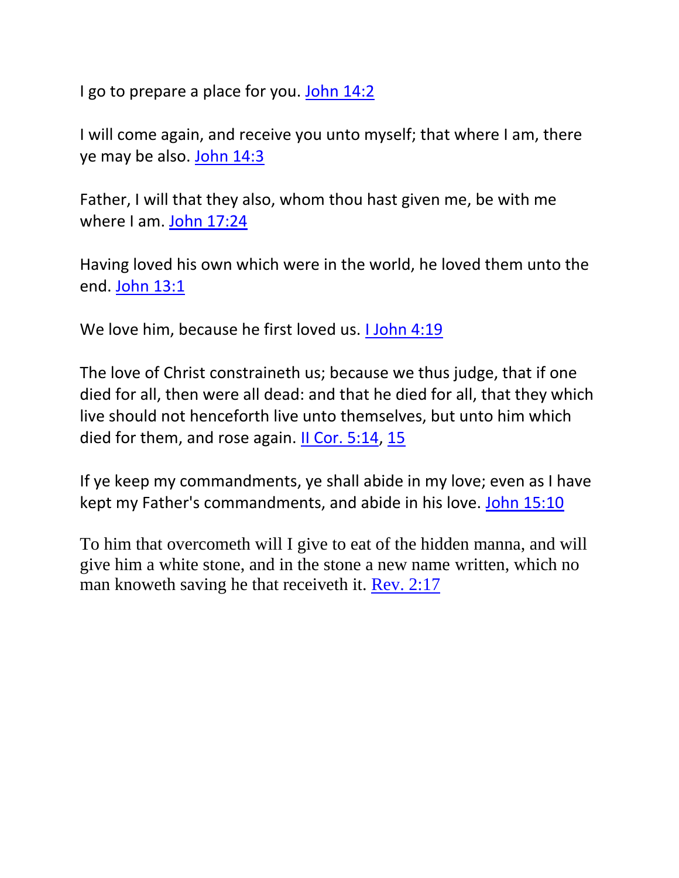I go to prepare a place for you. John 14:2

I will come again, and receive you unto myself; that where I am, there ye may be also. John 14:3

Father, I will that they also, whom thou hast given me, be with me where I am. John 17:24

Having loved his own which were in the world, he loved them unto the end. John 13:1

We love him, because he first loved us. I John 4:19

The love of Christ constraineth us; because we thus judge, that if one died for all, then were all dead: and that he died for all, that they which live should not henceforth live unto themselves, but unto him which died for them, and rose again. II Cor. 5:14, 15

If ye keep my commandments, ye shall abide in my love; even as I have kept my Father's commandments, and abide in his love. John 15:10

To him that overcometh will I give to eat of the hidden manna, and will give him a white stone, and in the stone a new name written, which no man knoweth saving he that receiveth it. Rev. 2:17